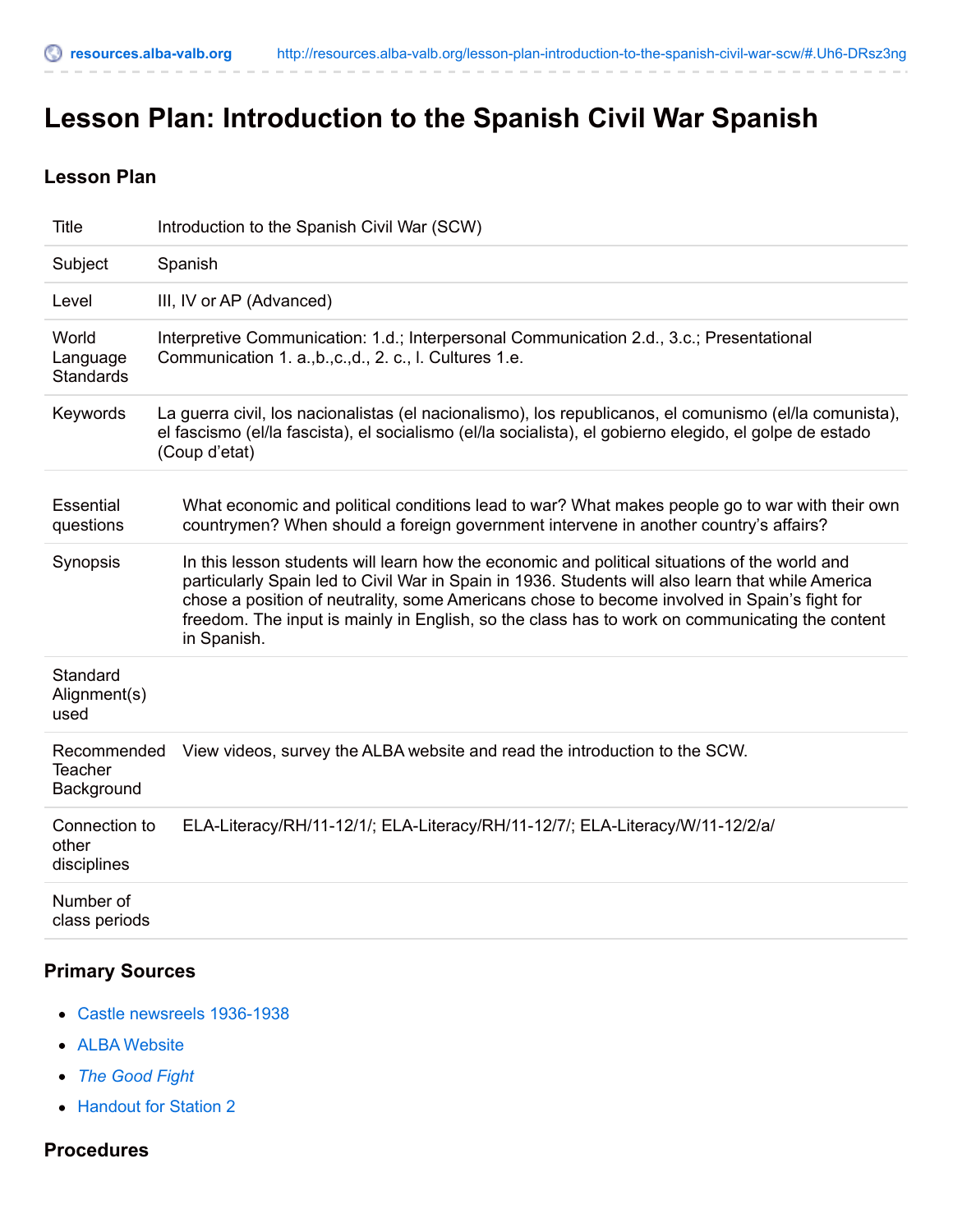# Lesson Plan: Introduction to the Spanish Civil War Spanish

## Lesson Plan

| | |
|---|---|
| Title | Introduction to the Spanish Civil War (SCW) |
| Subject | Spanish |
| Level | III, IV or AP (Advanced) |
| World Language Standards | Interpretive Communication: 1.d.; Interpersonal Communication 2.d., 3.c.; Presentational Communication 1. a.,b.,c.,d., 2. c., l. Cultures 1.e. |
| Keywords | La guerra civil, los nacionalistas (el nacionalismo), los republicanos, el comunismo (el/la comunista), el fascismo (el/la fascista), el socialismo (el/la socialista), el gobierno elegido, el golpe de estado (Coup d'etat) |
| Essential questions | What economic and political conditions lead to war? What makes people go to war with their own countrymen? When should a foreign government intervene in another country's affairs? |
| Synopsis | In this lesson students will learn how the economic and political situations of the world and particularly Spain led to Civil War in Spain in 1936. Students will also learn that while America chose a position of neutrality, some Americans chose to become involved in Spain's fight for freedom. The input is mainly in English, so the class has to work on communicating the content in Spanish. |
| Standard Alignment(s) used | |
| Recommended Teacher Background | View videos, survey the ALBA website and read the introduction to the SCW. |
| Connection to other disciplines | ELA-Literacy/RH/11-12/1/; ELA-Literacy/RH/11-12/7/; ELA-Literacy/W/11-12/2/a/ |
| Number of class periods | |

## Primary Sources

- Castle newsreels 1936-1938
- ALBA Website
- *The Good Fight*
- Handout for Station 2

## Procedures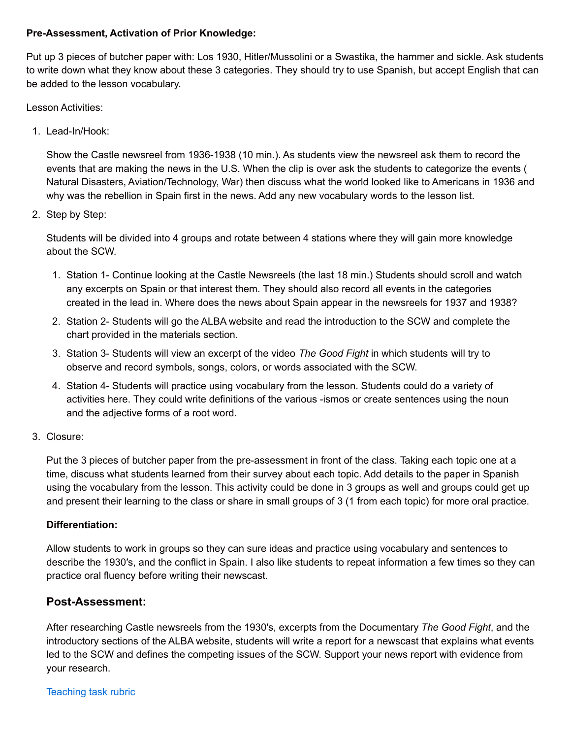**Pre-Assessment, Activation of Prior Knowledge:**

Put up 3 pieces of butcher paper with: Los 1930, Hitler/Mussolini or a Swastika, the hammer and sickle. Ask students to write down what they know about these 3 categories. They should try to use Spanish, but accept English that can be added to the lesson vocabulary.

Lesson Activities:

1. Lead-In/Hook:

   Show the Castle newsreel from 1936-1938 (10 min.). As students view the newsreel ask them to record the events that are making the news in the U.S. When the clip is over ask the students to categorize the events ( Natural Disasters, Aviation/Technology, War) then discuss what the world looked like to Americans in 1936 and why was the rebellion in Spain first in the news. Add any new vocabulary words to the lesson list.

2. Step by Step:

   Students will be divided into 4 groups and rotate between 4 stations where they will gain more knowledge about the SCW.

   1. Station 1- Continue looking at the Castle Newsreels (the last 18 min.) Students should scroll and watch any excerpts on Spain or that interest them. They should also record all events in the categories created in the lead in. Where does the news about Spain appear in the newsreels for 1937 and 1938?
   2. Station 2- Students will go the ALBA website and read the introduction to the SCW and complete the chart provided in the materials section.
   3. Station 3- Students will view an excerpt of the video *The Good Fight* in which students will try to observe and record symbols, songs, colors, or words associated with the SCW.
   4. Station 4- Students will practice using vocabulary from the lesson. Students could do a variety of activities here. They could write definitions of the various -ismos or create sentences using the noun and the adjective forms of a root word.

3. Closure:

   Put the 3 pieces of butcher paper from the pre-assessment in front of the class. Taking each topic one at a time, discuss what students learned from their survey about each topic. Add details to the paper in Spanish using the vocabulary from the lesson. This activity could be done in 3 groups as well and groups could get up and present their learning to the class or share in small groups of 3 (1 from each topic) for more oral practice.

   **Differentiation:**

   Allow students to work in groups so they can sure ideas and practice using vocabulary and sentences to describe the 1930′s, and the conflict in Spain. I also like students to repeat information a few times so they can practice oral fluency before writing their newscast.

## Post-Assessment:

After researching Castle newsreels from the 1930′s, excerpts from the Documentary *The Good Fight*, and the introductory sections of the ALBA website, students will write a report for a newscast that explains what events led to the SCW and defines the competing issues of the SCW. Support your news report with evidence from your research.

Teaching task rubric